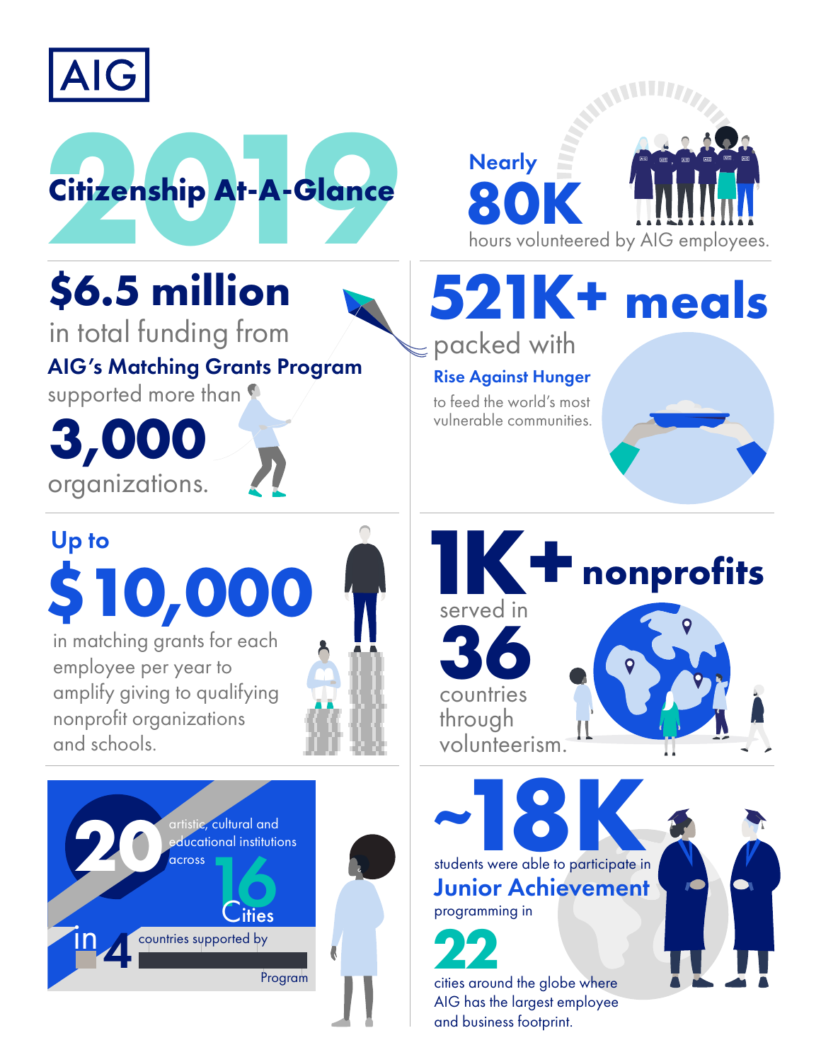AIG

# 2019 Citizenship At-A-Glance

Nearly **80K** hours volunteered by AIG employees.

**$6.5 million** in total funding from **AIG's Matching Grants Program** supported more than **3,000** organizations.

**521K+ meals** packed with **Rise Against Hunger** to feed the world's most vulnerable communities.

Up to **$10,000** in matching grants for each employee per year to amplify giving to qualifying nonprofit organizations and schools.

**1K+ nonprofits** served in **36** countries through volunteerism.

**20** artistic, cultural and educational institutions across **16** Cities in **4** countries supported by Program

**~18K** students were able to participate in **Junior Achievement** programming in **22** cities around the globe where AIG has the largest employee and business footprint.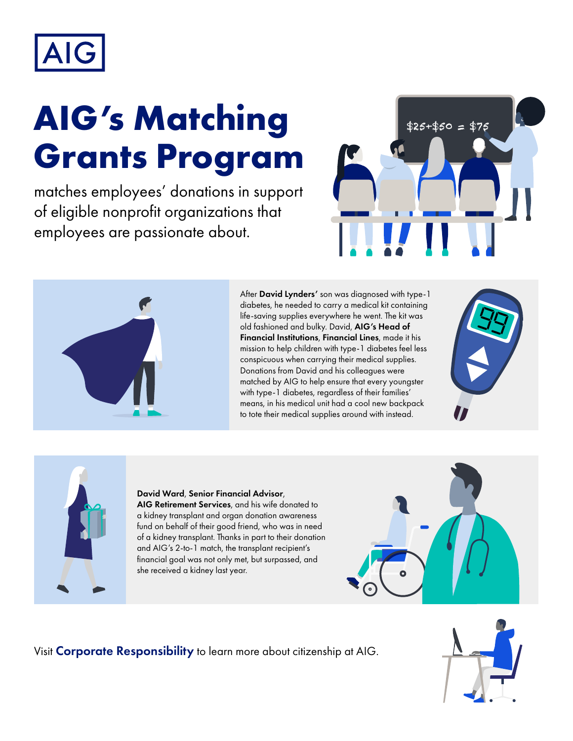# AIG's Matching Grants Program

matches employees' donations in support of eligible nonprofit organizations that employees are passionate about.

After **David Lynders'** son was diagnosed with type-1 diabetes, he needed to carry a medical kit containing life-saving supplies everywhere he went. The kit was old fashioned and bulky. David, **AIG's Head of Financial Institutions**, **Financial Lines**, made it his mission to help children with type-1 diabetes feel less conspicuous when carrying their medical supplies. Donations from David and his colleagues were matched by AIG to help ensure that every youngster with type-1 diabetes, regardless of their families' means, in his medical unit had a cool new backpack to tote their medical supplies around with instead.

**David Ward**, **Senior Financial Advisor**, **AIG Retirement Services**, and his wife donated to a kidney transplant and organ donation awareness fund on behalf of their good friend, who was in need of a kidney transplant. Thanks in part to their donation and AIG's 2-to-1 match, the transplant recipient's financial goal was not only met, but surpassed, and she received a kidney last year.

Visit **Corporate Responsibility** to learn more about citizenship at AIG.